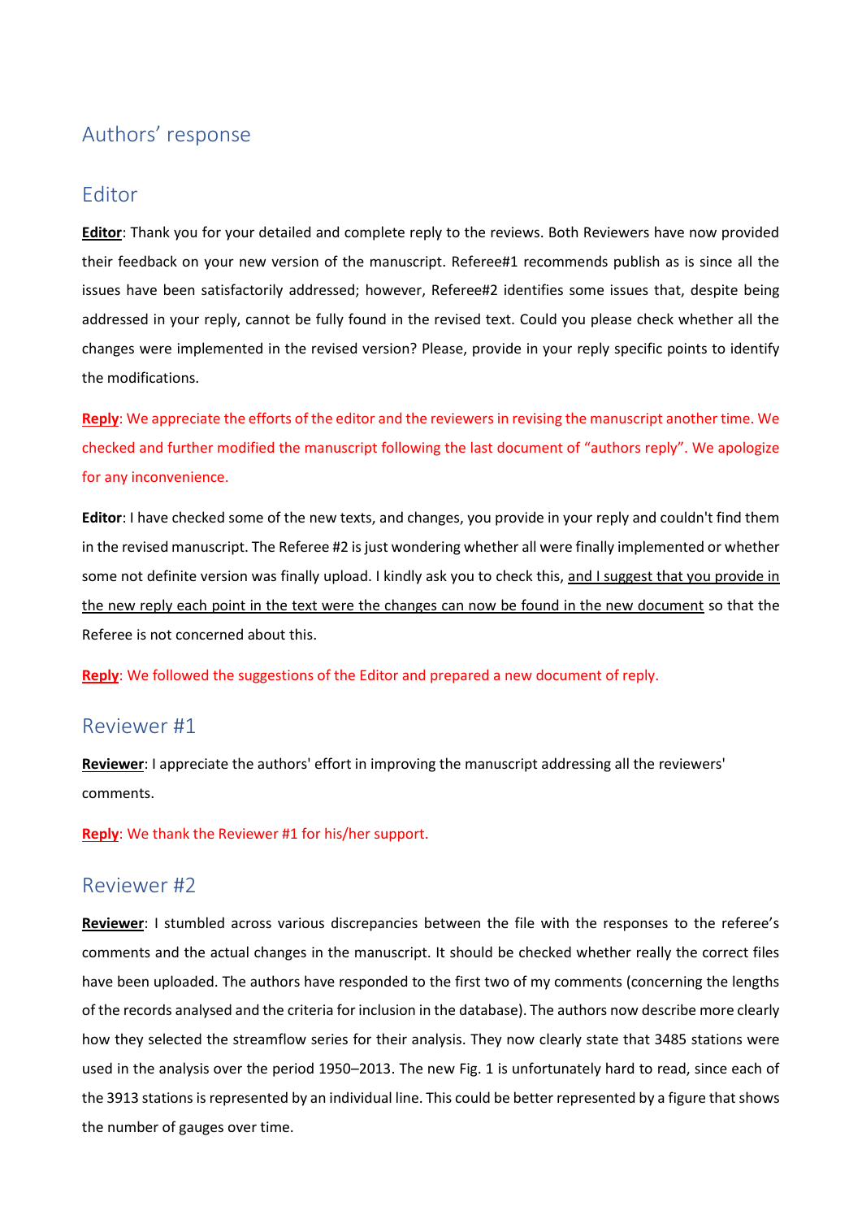# Authors' response

## Editor

**Editor**: Thank you for your detailed and complete reply to the reviews. Both Reviewers have now provided their feedback on your new version of the manuscript. Referee#1 recommends publish as is since all the issues have been satisfactorily addressed; however, Referee#2 identifies some issues that, despite being addressed in your reply, cannot be fully found in the revised text. Could you please check whether all the changes were implemented in the revised version? Please, provide in your reply specific points to identify the modifications.

**Reply**: We appreciate the efforts of the editor and the reviewers in revising the manuscript another time. We checked and further modified the manuscript following the last document of "authors reply". We apologize for any inconvenience.

**Editor**: I have checked some of the new texts, and changes, you provide in your reply and couldn't find them in the revised manuscript. The Referee #2 is just wondering whether all were finally implemented or whether some not definite version was finally upload. I kindly ask you to check this, and I suggest that you provide in the new reply each point in the text were the changes can now be found in the new document so that the Referee is not concerned about this.

**Reply**: We followed the suggestions of the Editor and prepared a new document of reply.

## Reviewer #1

**Reviewer**: I appreciate the authors' effort in improving the manuscript addressing all the reviewers' comments.

**Reply**: We thank the Reviewer #1 for his/her support.

## Reviewer #2

**Reviewer**: I stumbled across various discrepancies between the file with the responses to the referee's comments and the actual changes in the manuscript. It should be checked whether really the correct files have been uploaded. The authors have responded to the first two of my comments (concerning the lengths of the records analysed and the criteria for inclusion in the database). The authors now describe more clearly how they selected the streamflow series for their analysis. They now clearly state that 3485 stations were used in the analysis over the period 1950–2013. The new Fig. 1 is unfortunately hard to read, since each of the 3913 stations is represented by an individual line. This could be better represented by a figure that shows the number of gauges over time.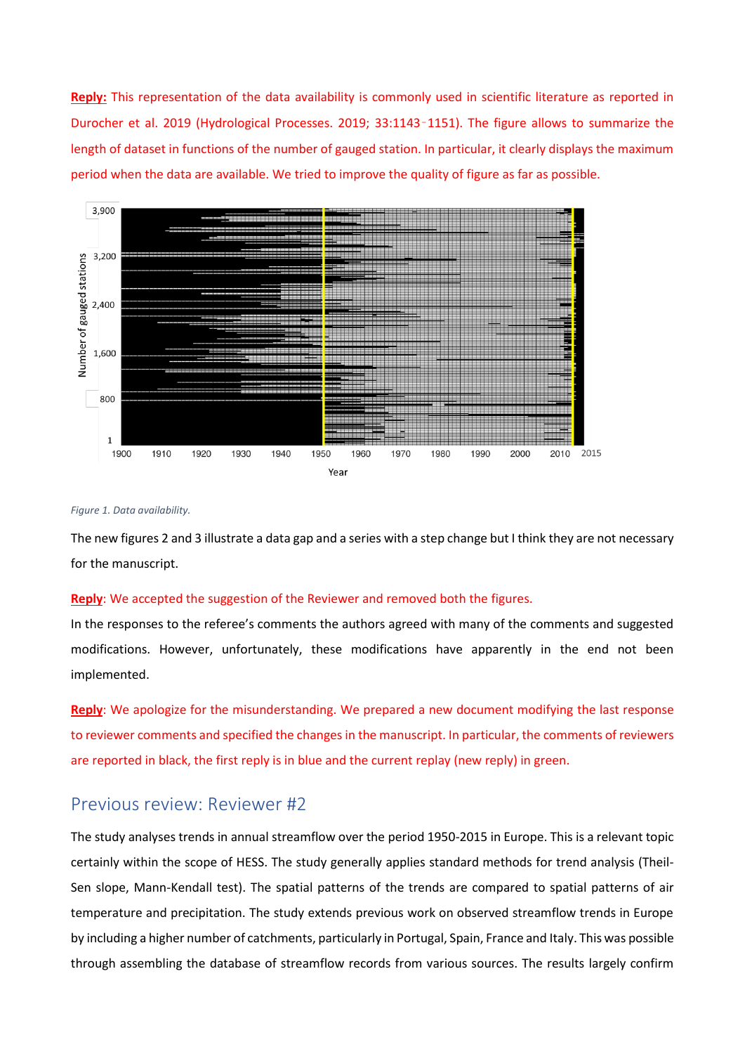**Reply:** This representation of the data availability is commonly used in scientific literature as reported in Durocher et al. 2019 (Hydrological Processes. 2019; 33:1143‑1151). The figure allows to summarize the length of dataset in functions of the number of gauged station. In particular, it clearly displays the maximum period when the data are available. We tried to improve the quality of figure as far as possible.

*Figure 1. Data availability.*

The new figures 2 and 3 illustrate a data gap and a series with a step change but I think they are not necessary for the manuscript.

**Reply**: We accepted the suggestion of the Reviewer and removed both the figures.

In the responses to the referee's comments the authors agreed with many of the comments and suggested modifications. However, unfortunately, these modifications have apparently in the end not been implemented.

**Reply**: We apologize for the misunderstanding. We prepared a new document modifying the last response to reviewer comments and specified the changes in the manuscript. In particular, the comments of reviewers are reported in black, the first reply is in blue and the current replay (new reply) in green.

## Previous review: Reviewer #2

The study analyses trends in annual streamflow over the period 1950-2015 in Europe. This is a relevant topic certainly within the scope of HESS. The study generally applies standard methods for trend analysis (Theil-Sen slope, Mann-Kendall test). The spatial patterns of the trends are compared to spatial patterns of air temperature and precipitation. The study extends previous work on observed streamflow trends in Europe by including a higher number of catchments, particularly in Portugal, Spain, France and Italy. This was possible through assembling the database of streamflow records from various sources. The results largely confirm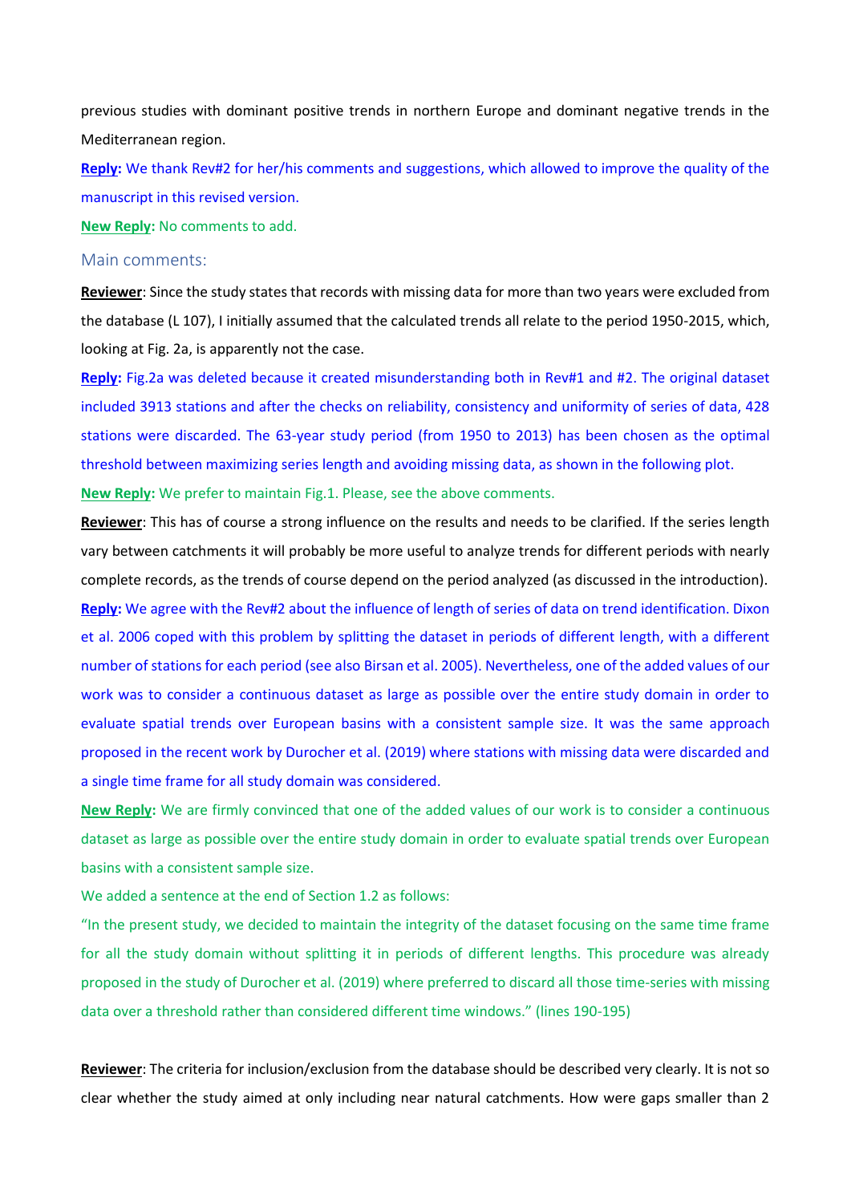previous studies with dominant positive trends in northern Europe and dominant negative trends in the Mediterranean region.

**Reply:** We thank Rev#2 for her/his comments and suggestions, which allowed to improve the quality of the manuscript in this revised version.

**New Reply:** No comments to add.

## Main comments:

**Reviewer**: Since the study states that records with missing data for more than two years were excluded from the database (L 107), I initially assumed that the calculated trends all relate to the period 1950-2015, which, looking at Fig. 2a, is apparently not the case.

**Reply:** Fig.2a was deleted because it created misunderstanding both in Rev#1 and #2. The original dataset included 3913 stations and after the checks on reliability, consistency and uniformity of series of data, 428 stations were discarded. The 63-year study period (from 1950 to 2013) has been chosen as the optimal threshold between maximizing series length and avoiding missing data, as shown in the following plot.

**New Reply:** We prefer to maintain Fig.1. Please, see the above comments.

**Reviewer**: This has of course a strong influence on the results and needs to be clarified. If the series length vary between catchments it will probably be more useful to analyze trends for different periods with nearly complete records, as the trends of course depend on the period analyzed (as discussed in the introduction).

**Reply:** We agree with the Rev#2 about the influence of length of series of data on trend identification. Dixon et al. 2006 coped with this problem by splitting the dataset in periods of different length, with a different number of stations for each period (see also Birsan et al. 2005). Nevertheless, one of the added values of our work was to consider a continuous dataset as large as possible over the entire study domain in order to evaluate spatial trends over European basins with a consistent sample size. It was the same approach proposed in the recent work by Durocher et al. (2019) where stations with missing data were discarded and a single time frame for all study domain was considered.

**New Reply:** We are firmly convinced that one of the added values of our work is to consider a continuous dataset as large as possible over the entire study domain in order to evaluate spatial trends over European basins with a consistent sample size.

We added a sentence at the end of Section 1.2 as follows:

"In the present study, we decided to maintain the integrity of the dataset focusing on the same time frame for all the study domain without splitting it in periods of different lengths. This procedure was already proposed in the study of Durocher et al. (2019) where preferred to discard all those time-series with missing data over a threshold rather than considered different time windows." (lines 190-195)

**Reviewer**: The criteria for inclusion/exclusion from the database should be described very clearly. It is not so clear whether the study aimed at only including near natural catchments. How were gaps smaller than 2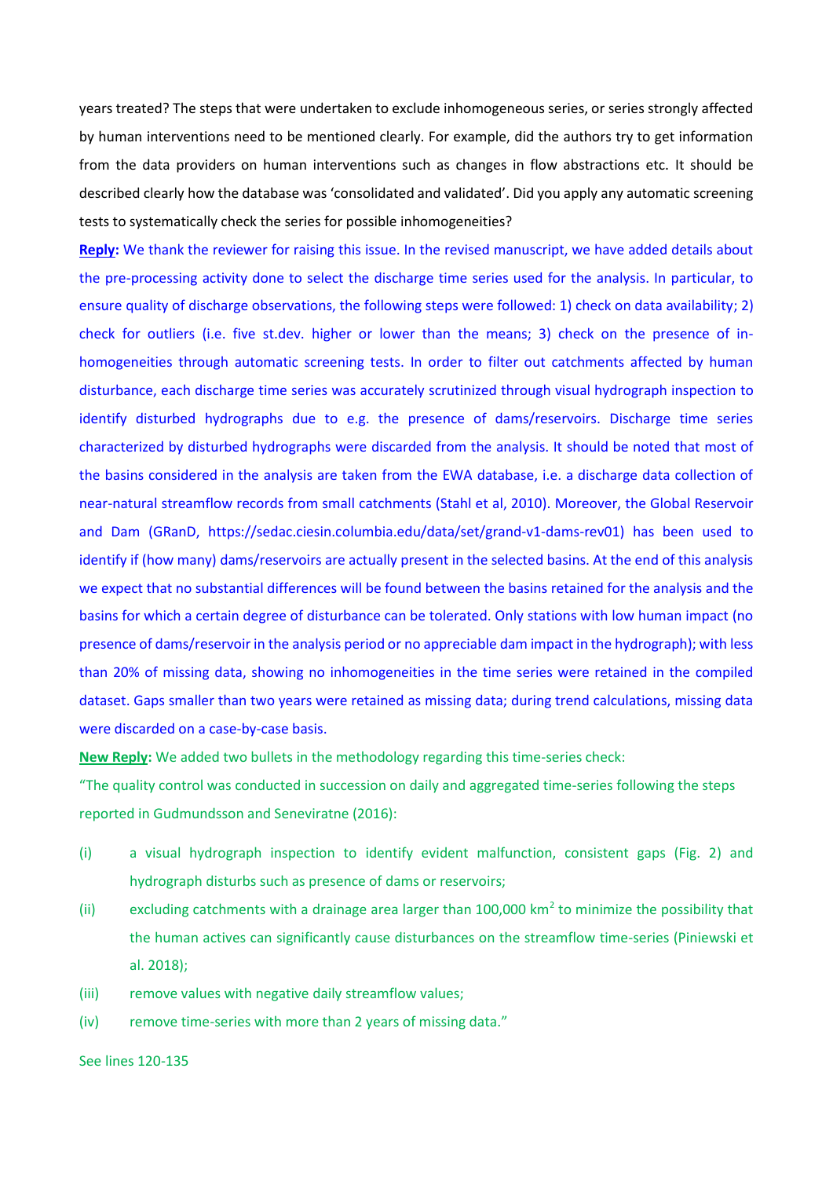years treated? The steps that were undertaken to exclude inhomogeneous series, or series strongly affected by human interventions need to be mentioned clearly. For example, did the authors try to get information from the data providers on human interventions such as changes in flow abstractions etc. It should be described clearly how the database was 'consolidated and validated'. Did you apply any automatic screening tests to systematically check the series for possible inhomogeneities?

**Reply:** We thank the reviewer for raising this issue. In the revised manuscript, we have added details about the pre-processing activity done to select the discharge time series used for the analysis. In particular, to ensure quality of discharge observations, the following steps were followed: 1) check on data availability; 2) check for outliers (i.e. five st.dev. higher or lower than the means; 3) check on the presence of in-homogeneities through automatic screening tests. In order to filter out catchments affected by human disturbance, each discharge time series was accurately scrutinized through visual hydrograph inspection to identify disturbed hydrographs due to e.g. the presence of dams/reservoirs. Discharge time series characterized by disturbed hydrographs were discarded from the analysis. It should be noted that most of the basins considered in the analysis are taken from the EWA database, i.e. a discharge data collection of near-natural streamflow records from small catchments (Stahl et al, 2010). Moreover, the Global Reservoir and Dam (GRanD, https://sedac.ciesin.columbia.edu/data/set/grand-v1-dams-rev01) has been used to identify if (how many) dams/reservoirs are actually present in the selected basins. At the end of this analysis we expect that no substantial differences will be found between the basins retained for the analysis and the basins for which a certain degree of disturbance can be tolerated. Only stations with low human impact (no presence of dams/reservoir in the analysis period or no appreciable dam impact in the hydrograph); with less than 20% of missing data, showing no inhomogeneities in the time series were retained in the compiled dataset. Gaps smaller than two years were retained as missing data; during trend calculations, missing data were discarded on a case-by-case basis.

**New Reply:** We added two bullets in the methodology regarding this time-series check:

"The quality control was conducted in succession on daily and aggregated time-series following the steps reported in Gudmundsson and Seneviratne (2016):

(i) a visual hydrograph inspection to identify evident malfunction, consistent gaps (Fig. 2) and hydrograph disturbs such as presence of dams or reservoirs;

(ii) excluding catchments with a drainage area larger than 100,000 km$^2$ to minimize the possibility that the human actives can significantly cause disturbances on the streamflow time-series (Piniewski et al. 2018);

(iii) remove values with negative daily streamflow values;

(iv) remove time-series with more than 2 years of missing data."

See lines 120-135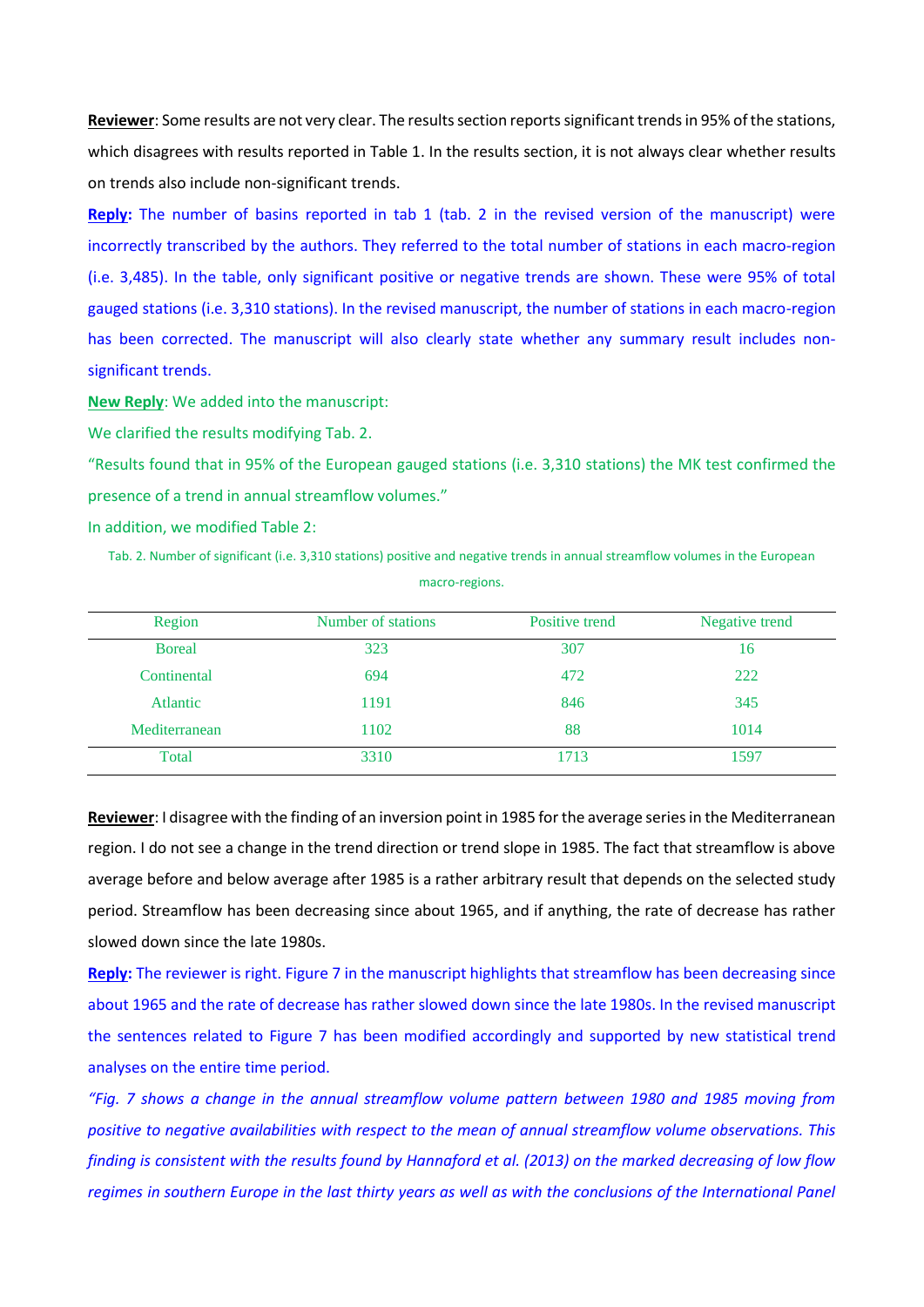**Reviewer**: Some results are not very clear. The results section reports significant trends in 95% of the stations, which disagrees with results reported in Table 1. In the results section, it is not always clear whether results on trends also include non-significant trends.

**Reply:** The number of basins reported in tab 1 (tab. 2 in the revised version of the manuscript) were incorrectly transcribed by the authors. They referred to the total number of stations in each macro-region (i.e. 3,485). In the table, only significant positive or negative trends are shown. These were 95% of total gauged stations (i.e. 3,310 stations). In the revised manuscript, the number of stations in each macro-region has been corrected. The manuscript will also clearly state whether any summary result includes non-significant trends.

**New Reply**: We added into the manuscript:

We clarified the results modifying Tab. 2.

"Results found that in 95% of the European gauged stations (i.e. 3,310 stations) the MK test confirmed the presence of a trend in annual streamflow volumes."

In addition, we modified Table 2:

Tab. 2. Number of significant (i.e. 3,310 stations) positive and negative trends in annual streamflow volumes in the European macro-regions.

| Region | Number of stations | Positive trend | Negative trend |
|---|---|---|---|
| Boreal | 323 | 307 | 16 |
| Continental | 694 | 472 | 222 |
| Atlantic | 1191 | 846 | 345 |
| Mediterranean | 1102 | 88 | 1014 |
| Total | 3310 | 1713 | 1597 |

**Reviewer**: I disagree with the finding of an inversion point in 1985 for the average series in the Mediterranean region. I do not see a change in the trend direction or trend slope in 1985. The fact that streamflow is above average before and below average after 1985 is a rather arbitrary result that depends on the selected study period. Streamflow has been decreasing since about 1965, and if anything, the rate of decrease has rather slowed down since the late 1980s.

**Reply:** The reviewer is right. Figure 7 in the manuscript highlights that streamflow has been decreasing since about 1965 and the rate of decrease has rather slowed down since the late 1980s. In the revised manuscript the sentences related to Figure 7 has been modified accordingly and supported by new statistical trend analyses on the entire time period.

*"Fig. 7 shows a change in the annual streamflow volume pattern between 1980 and 1985 moving from positive to negative availabilities with respect to the mean of annual streamflow volume observations. This finding is consistent with the results found by Hannaford et al. (2013) on the marked decreasing of low flow regimes in southern Europe in the last thirty years as well as with the conclusions of the International Panel*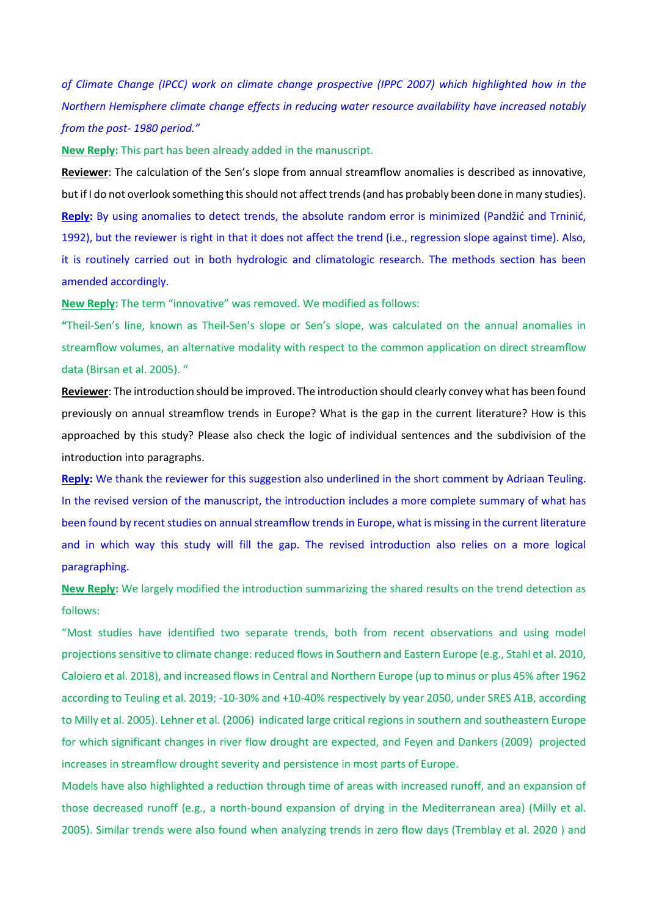*of Climate Change (IPCC) work on climate change prospective (IPPC 2007) which highlighted how in the Northern Hemisphere climate change effects in reducing water resource availability have increased notably from the post- 1980 period."*

**New Reply:** This part has been already added in the manuscript.

**Reviewer**: The calculation of the Sen's slope from annual streamflow anomalies is described as innovative, but if I do not overlook something this should not affect trends (and has probably been done in many studies).

**Reply:** By using anomalies to detect trends, the absolute random error is minimized (Pandžić and Trninić, 1992), but the reviewer is right in that it does not affect the trend (i.e., regression slope against time). Also, it is routinely carried out in both hydrologic and climatologic research. The methods section has been amended accordingly.

**New Reply:** The term "innovative" was removed. We modified as follows:

**"**Theil-Sen's line, known as Theil-Sen's slope or Sen's slope, was calculated on the annual anomalies in streamflow volumes, an alternative modality with respect to the common application on direct streamflow data (Birsan et al. 2005). "

**Reviewer**: The introduction should be improved. The introduction should clearly convey what has been found previously on annual streamflow trends in Europe? What is the gap in the current literature? How is this approached by this study? Please also check the logic of individual sentences and the subdivision of the introduction into paragraphs.

**Reply:** We thank the reviewer for this suggestion also underlined in the short comment by Adriaan Teuling. In the revised version of the manuscript, the introduction includes a more complete summary of what has been found by recent studies on annual streamflow trends in Europe, what is missing in the current literature and in which way this study will fill the gap. The revised introduction also relies on a more logical paragraphing.

**New Reply:** We largely modified the introduction summarizing the shared results on the trend detection as follows:

"Most studies have identified two separate trends, both from recent observations and using model projections sensitive to climate change: reduced flows in Southern and Eastern Europe (e.g., Stahl et al. 2010, Caloiero et al. 2018), and increased flows in Central and Northern Europe (up to minus or plus 45% after 1962 according to Teuling et al. 2019; -10-30% and +10-40% respectively by year 2050, under SRES A1B, according to Milly et al. 2005). Lehner et al. (2006) indicated large critical regions in southern and southeastern Europe for which significant changes in river flow drought are expected, and Feyen and Dankers (2009) projected increases in streamflow drought severity and persistence in most parts of Europe.

Models have also highlighted a reduction through time of areas with increased runoff, and an expansion of those decreased runoff (e.g., a north-bound expansion of drying in the Mediterranean area) (Milly et al. 2005). Similar trends were also found when analyzing trends in zero flow days (Tremblay et al. 2020 ) and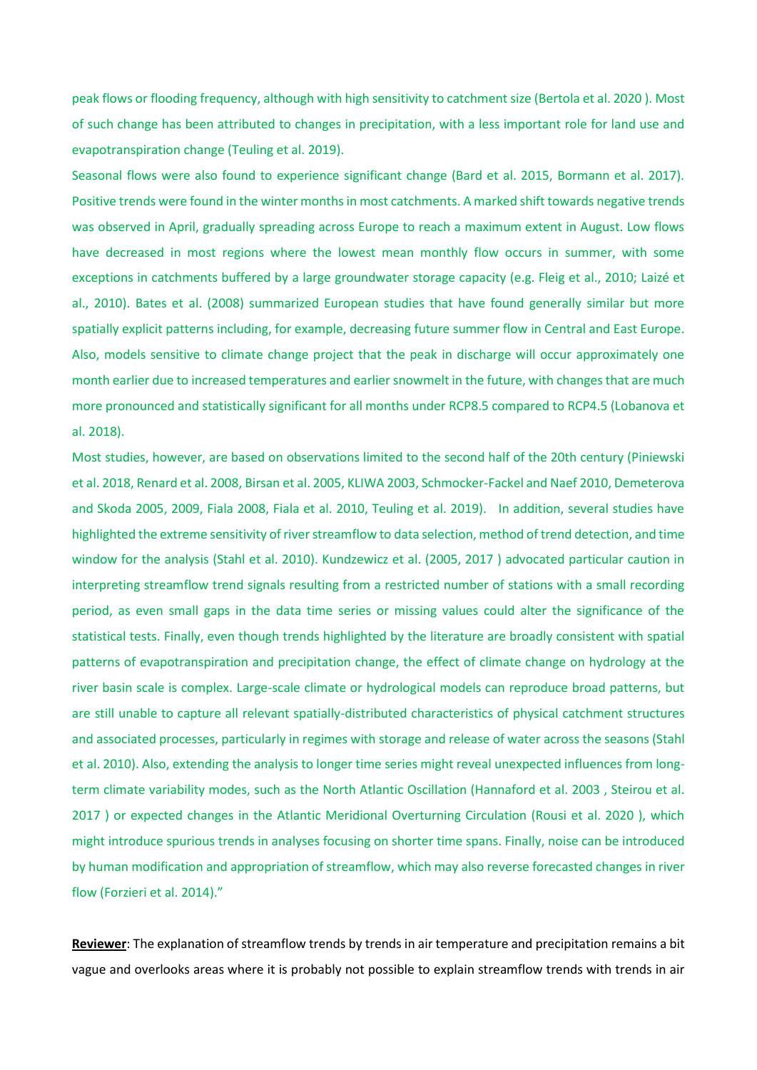peak flows or flooding frequency, although with high sensitivity to catchment size (Bertola et al. 2020 ). Most of such change has been attributed to changes in precipitation, with a less important role for land use and evapotranspiration change (Teuling et al. 2019).

Seasonal flows were also found to experience significant change (Bard et al. 2015, Bormann et al. 2017). Positive trends were found in the winter months in most catchments. A marked shift towards negative trends was observed in April, gradually spreading across Europe to reach a maximum extent in August. Low flows have decreased in most regions where the lowest mean monthly flow occurs in summer, with some exceptions in catchments buffered by a large groundwater storage capacity (e.g. Fleig et al., 2010; Laizé et al., 2010). Bates et al. (2008) summarized European studies that have found generally similar but more spatially explicit patterns including, for example, decreasing future summer flow in Central and East Europe. Also, models sensitive to climate change project that the peak in discharge will occur approximately one month earlier due to increased temperatures and earlier snowmelt in the future, with changes that are much more pronounced and statistically significant for all months under RCP8.5 compared to RCP4.5 (Lobanova et al. 2018).

Most studies, however, are based on observations limited to the second half of the 20th century (Piniewski et al. 2018, Renard et al. 2008, Birsan et al. 2005, KLIWA 2003, Schmocker-Fackel and Naef 2010, Demeterova and Skoda 2005, 2009, Fiala 2008, Fiala et al. 2010, Teuling et al. 2019). In addition, several studies have highlighted the extreme sensitivity of river streamflow to data selection, method of trend detection, and time window for the analysis (Stahl et al. 2010). Kundzewicz et al. (2005, 2017 ) advocated particular caution in interpreting streamflow trend signals resulting from a restricted number of stations with a small recording period, as even small gaps in the data time series or missing values could alter the significance of the statistical tests. Finally, even though trends highlighted by the literature are broadly consistent with spatial patterns of evapotranspiration and precipitation change, the effect of climate change on hydrology at the river basin scale is complex. Large-scale climate or hydrological models can reproduce broad patterns, but are still unable to capture all relevant spatially-distributed characteristics of physical catchment structures and associated processes, particularly in regimes with storage and release of water across the seasons (Stahl et al. 2010). Also, extending the analysis to longer time series might reveal unexpected influences from long-term climate variability modes, such as the North Atlantic Oscillation (Hannaford et al. 2003 , Steirou et al. 2017 ) or expected changes in the Atlantic Meridional Overturning Circulation (Rousi et al. 2020 ), which might introduce spurious trends in analyses focusing on shorter time spans. Finally, noise can be introduced by human modification and appropriation of streamflow, which may also reverse forecasted changes in river flow (Forzieri et al. 2014)."

**Reviewer**: The explanation of streamflow trends by trends in air temperature and precipitation remains a bit vague and overlooks areas where it is probably not possible to explain streamflow trends with trends in air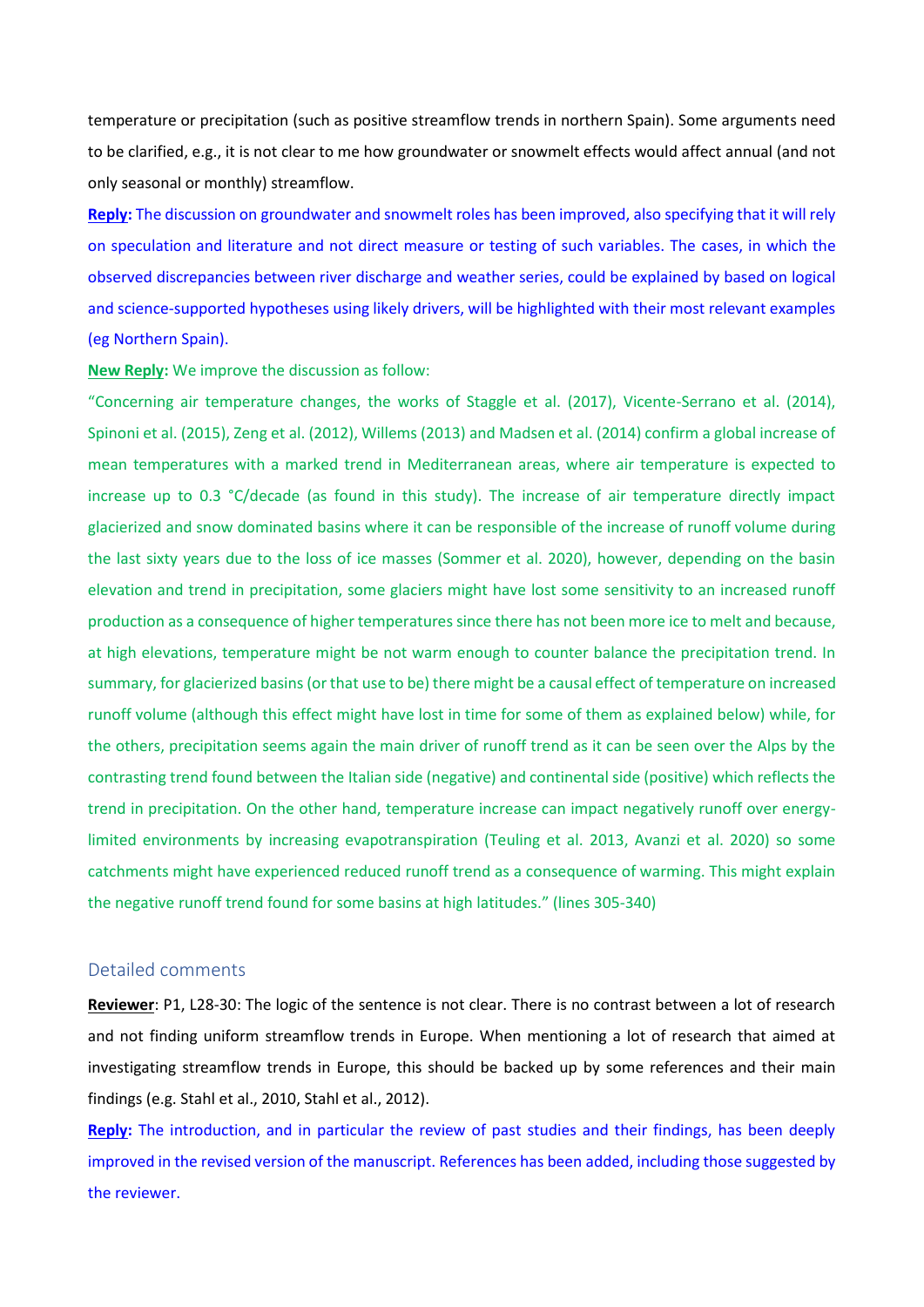temperature or precipitation (such as positive streamflow trends in northern Spain). Some arguments need to be clarified, e.g., it is not clear to me how groundwater or snowmelt effects would affect annual (and not only seasonal or monthly) streamflow.

**Reply:** The discussion on groundwater and snowmelt roles has been improved, also specifying that it will rely on speculation and literature and not direct measure or testing of such variables. The cases, in which the observed discrepancies between river discharge and weather series, could be explained by based on logical and science-supported hypotheses using likely drivers, will be highlighted with their most relevant examples (eg Northern Spain).

**New Reply:** We improve the discussion as follow:

"Concerning air temperature changes, the works of Staggle et al. (2017), Vicente-Serrano et al. (2014), Spinoni et al. (2015), Zeng et al. (2012), Willems (2013) and Madsen et al. (2014) confirm a global increase of mean temperatures with a marked trend in Mediterranean areas, where air temperature is expected to increase up to 0.3 °C/decade (as found in this study). The increase of air temperature directly impact glacierized and snow dominated basins where it can be responsible of the increase of runoff volume during the last sixty years due to the loss of ice masses (Sommer et al. 2020), however, depending on the basin elevation and trend in precipitation, some glaciers might have lost some sensitivity to an increased runoff production as a consequence of higher temperatures since there has not been more ice to melt and because, at high elevations, temperature might be not warm enough to counter balance the precipitation trend. In summary, for glacierized basins (or that use to be) there might be a causal effect of temperature on increased runoff volume (although this effect might have lost in time for some of them as explained below) while, for the others, precipitation seems again the main driver of runoff trend as it can be seen over the Alps by the contrasting trend found between the Italian side (negative) and continental side (positive) which reflects the trend in precipitation. On the other hand, temperature increase can impact negatively runoff over energy-limited environments by increasing evapotranspiration (Teuling et al. 2013, Avanzi et al. 2020) so some catchments might have experienced reduced runoff trend as a consequence of warming. This might explain the negative runoff trend found for some basins at high latitudes." (lines 305-340)

## Detailed comments

**Reviewer**: P1, L28-30: The logic of the sentence is not clear. There is no contrast between a lot of research and not finding uniform streamflow trends in Europe. When mentioning a lot of research that aimed at investigating streamflow trends in Europe, this should be backed up by some references and their main findings (e.g. Stahl et al., 2010, Stahl et al., 2012).

**Reply:** The introduction, and in particular the review of past studies and their findings, has been deeply improved in the revised version of the manuscript. References has been added, including those suggested by the reviewer.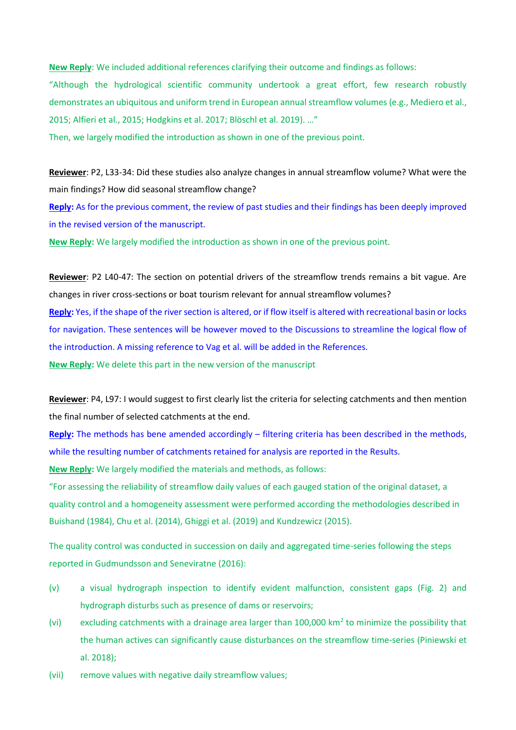**New Reply**: We included additional references clarifying their outcome and findings as follows:

"Although the hydrological scientific community undertook a great effort, few research robustly demonstrates an ubiquitous and uniform trend in European annual streamflow volumes (e.g., Mediero et al., 2015; Alfieri et al., 2015; Hodgkins et al. 2017; Blöschl et al. 2019). …"

Then, we largely modified the introduction as shown in one of the previous point.

**Reviewer**: P2, L33-34: Did these studies also analyze changes in annual streamflow volume? What were the main findings? How did seasonal streamflow change?

**Reply:** As for the previous comment, the review of past studies and their findings has been deeply improved in the revised version of the manuscript.

**New Reply:** We largely modified the introduction as shown in one of the previous point.

**Reviewer**: P2 L40-47: The section on potential drivers of the streamflow trends remains a bit vague. Are changes in river cross-sections or boat tourism relevant for annual streamflow volumes?

**Reply:** Yes, if the shape of the river section is altered, or if flow itself is altered with recreational basin or locks for navigation. These sentences will be however moved to the Discussions to streamline the logical flow of the introduction. A missing reference to Vag et al. will be added in the References.

**New Reply:** We delete this part in the new version of the manuscript

**Reviewer**: P4, L97: I would suggest to first clearly list the criteria for selecting catchments and then mention the final number of selected catchments at the end.

**Reply:** The methods has bene amended accordingly – filtering criteria has been described in the methods, while the resulting number of catchments retained for analysis are reported in the Results.

**New Reply:** We largely modified the materials and methods, as follows:

"For assessing the reliability of streamflow daily values of each gauged station of the original dataset, a quality control and a homogeneity assessment were performed according the methodologies described in Buishand (1984), Chu et al. (2014), Ghiggi et al. (2019) and Kundzewicz (2015).

The quality control was conducted in succession on daily and aggregated time-series following the steps reported in Gudmundsson and Seneviratne (2016):

(v) a visual hydrograph inspection to identify evident malfunction, consistent gaps (Fig. 2) and hydrograph disturbs such as presence of dams or reservoirs;

(vi) excluding catchments with a drainage area larger than 100,000 km$^2$ to minimize the possibility that the human actives can significantly cause disturbances on the streamflow time-series (Piniewski et al. 2018);

(vii) remove values with negative daily streamflow values;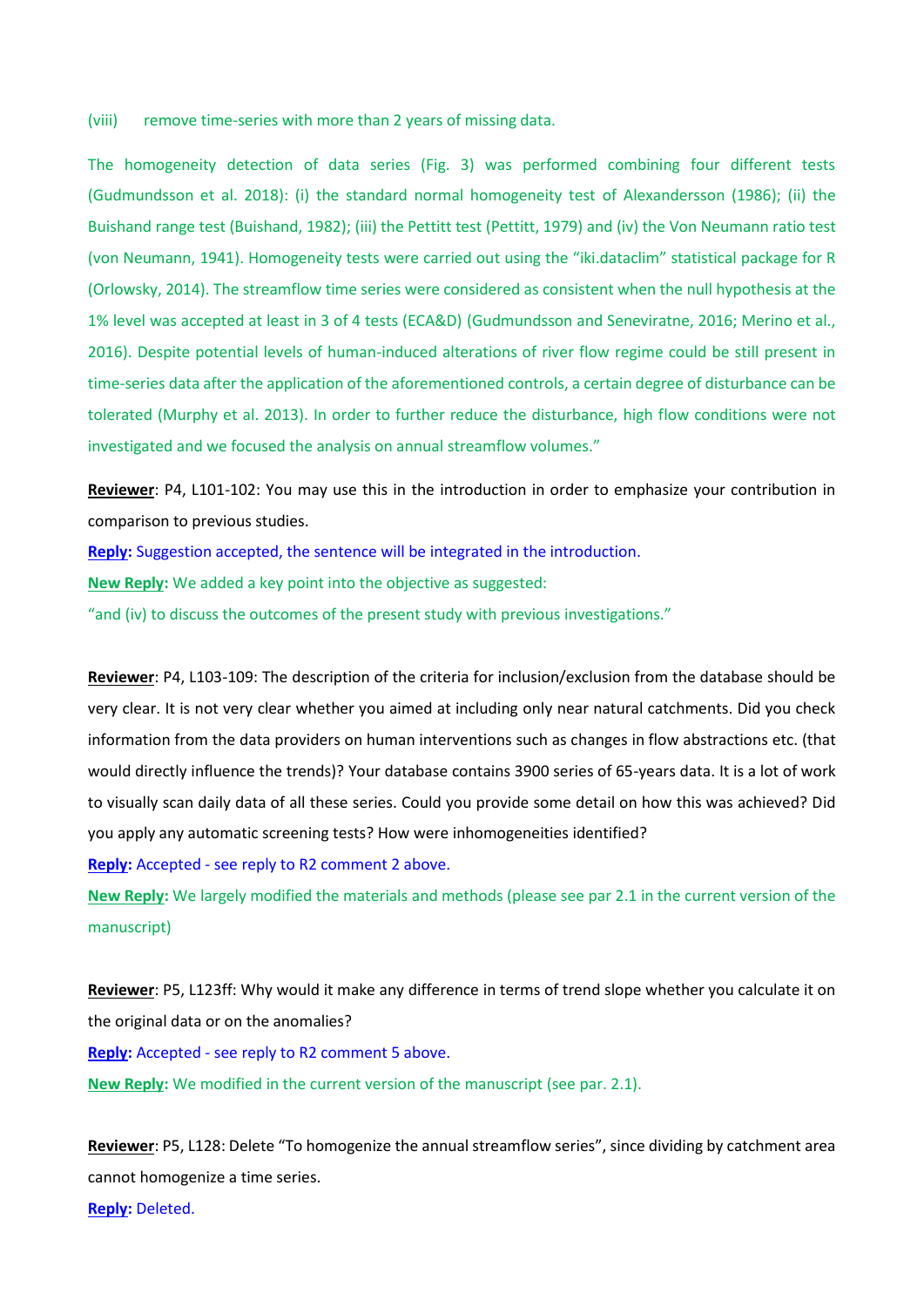(viii) remove time-series with more than 2 years of missing data.

The homogeneity detection of data series (Fig. 3) was performed combining four different tests (Gudmundsson et al. 2018): (i) the standard normal homogeneity test of Alexandersson (1986); (ii) the Buishand range test (Buishand, 1982); (iii) the Pettitt test (Pettitt, 1979) and (iv) the Von Neumann ratio test (von Neumann, 1941). Homogeneity tests were carried out using the "iki.dataclim" statistical package for R (Orlowsky, 2014). The streamflow time series were considered as consistent when the null hypothesis at the 1% level was accepted at least in 3 of 4 tests (ECA&D) (Gudmundsson and Seneviratne, 2016; Merino et al., 2016). Despite potential levels of human-induced alterations of river flow regime could be still present in time-series data after the application of the aforementioned controls, a certain degree of disturbance can be tolerated (Murphy et al. 2013). In order to further reduce the disturbance, high flow conditions were not investigated and we focused the analysis on annual streamflow volumes."

**Reviewer**: P4, L101-102: You may use this in the introduction in order to emphasize your contribution in comparison to previous studies.

**Reply:** Suggestion accepted, the sentence will be integrated in the introduction.

**New Reply:** We added a key point into the objective as suggested:

"and (iv) to discuss the outcomes of the present study with previous investigations."

**Reviewer**: P4, L103-109: The description of the criteria for inclusion/exclusion from the database should be very clear. It is not very clear whether you aimed at including only near natural catchments. Did you check information from the data providers on human interventions such as changes in flow abstractions etc. (that would directly influence the trends)? Your database contains 3900 series of 65-years data. It is a lot of work to visually scan daily data of all these series. Could you provide some detail on how this was achieved? Did you apply any automatic screening tests? How were inhomogeneities identified?

**Reply:** Accepted - see reply to R2 comment 2 above.

**New Reply:** We largely modified the materials and methods (please see par 2.1 in the current version of the manuscript)

**Reviewer**: P5, L123ff: Why would it make any difference in terms of trend slope whether you calculate it on the original data or on the anomalies?

**Reply:** Accepted - see reply to R2 comment 5 above.

**New Reply:** We modified in the current version of the manuscript (see par. 2.1).

**Reviewer**: P5, L128: Delete "To homogenize the annual streamflow series", since dividing by catchment area cannot homogenize a time series.

**Reply:** Deleted.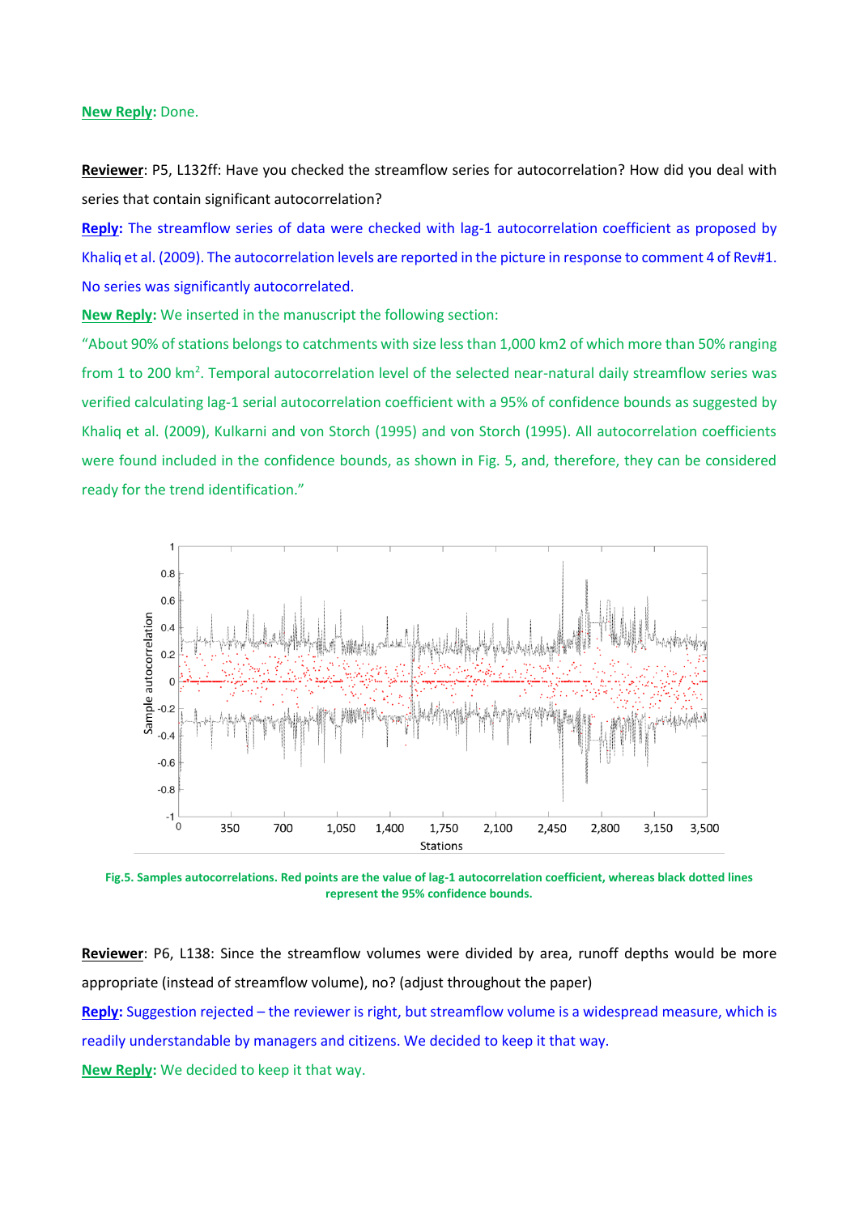**New Reply:** Done.

**Reviewer**: P5, L132ff: Have you checked the streamflow series for autocorrelation? How did you deal with series that contain significant autocorrelation?

**Reply:** The streamflow series of data were checked with lag-1 autocorrelation coefficient as proposed by Khaliq et al. (2009). The autocorrelation levels are reported in the picture in response to comment 4 of Rev#1. No series was significantly autocorrelated.

**New Reply:** We inserted in the manuscript the following section:

"About 90% of stations belongs to catchments with size less than 1,000 km2 of which more than 50% ranging from 1 to 200 $km^2$. Temporal autocorrelation level of the selected near-natural daily streamflow series was verified calculating lag-1 serial autocorrelation coefficient with a 95% of confidence bounds as suggested by Khaliq et al. (2009), Kulkarni and von Storch (1995) and von Storch (1995). All autocorrelation coefficients were found included in the confidence bounds, as shown in Fig. 5, and, therefore, they can be considered ready for the trend identification."

**Fig.5. Samples autocorrelations. Red points are the value of lag-1 autocorrelation coefficient, whereas black dotted lines represent the 95% confidence bounds.**

**Reviewer**: P6, L138: Since the streamflow volumes were divided by area, runoff depths would be more appropriate (instead of streamflow volume), no? (adjust throughout the paper)

**Reply:** Suggestion rejected – the reviewer is right, but streamflow volume is a widespread measure, which is readily understandable by managers and citizens. We decided to keep it that way.

**New Reply:** We decided to keep it that way.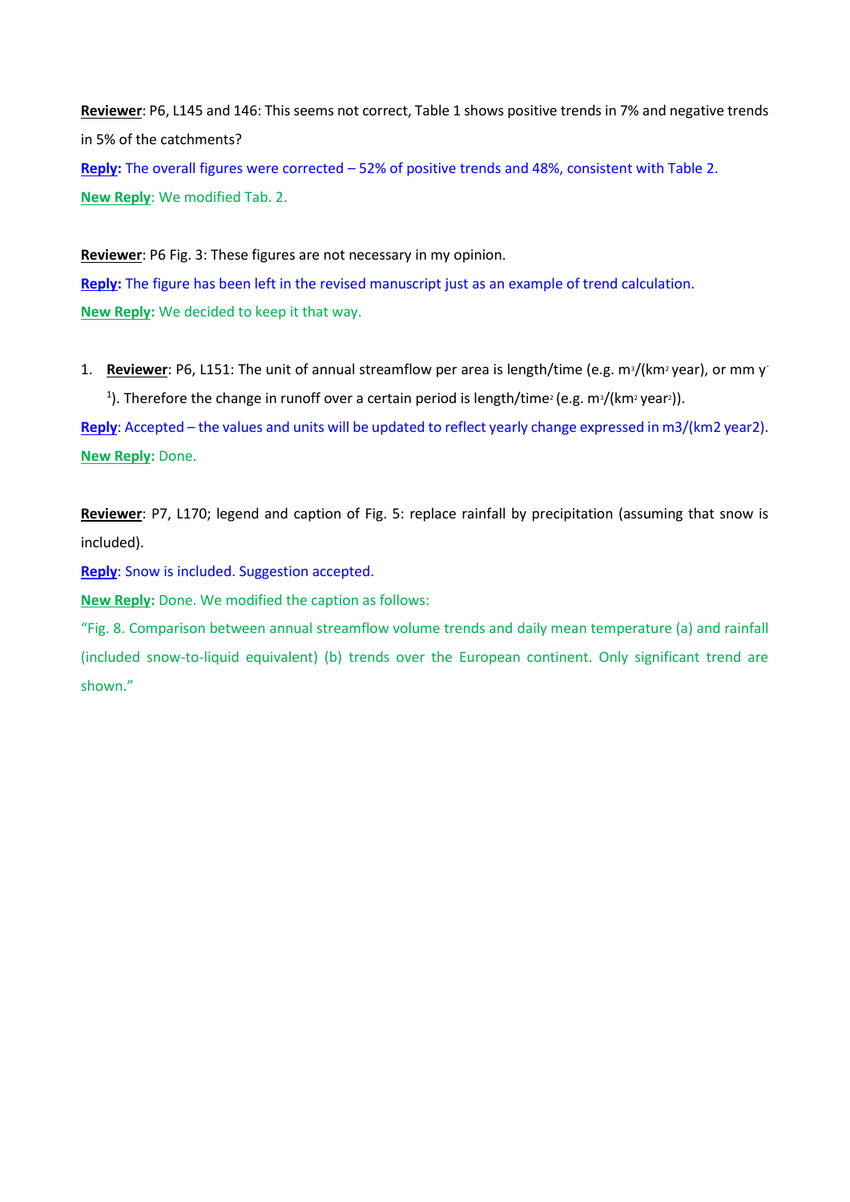**Reviewer**: P6, L145 and 146: This seems not correct, Table 1 shows positive trends in 7% and negative trends in 5% of the catchments?

**Reply:** The overall figures were corrected – 52% of positive trends and 48%, consistent with Table 2.

**New Reply**: We modified Tab. 2.

**Reviewer**: P6 Fig. 3: These figures are not necessary in my opinion.

**Reply:** The figure has been left in the revised manuscript just as an example of trend calculation.

**New Reply:** We decided to keep it that way.

1. **Reviewer**: P6, L151: The unit of annual streamflow per area is length/time (e.g. $m^3/(km^2\ year)$, or mm $y^{-1}$). Therefore the change in runoff over a certain period is length/time$^2$ (e.g. $m^3/(km^2\ year^2)$).

**Reply**: Accepted – the values and units will be updated to reflect yearly change expressed in m3/(km2 year2).

**New Reply:** Done.

**Reviewer**: P7, L170; legend and caption of Fig. 5: replace rainfall by precipitation (assuming that snow is included).

**Reply**: Snow is included. Suggestion accepted.

**New Reply:** Done. We modified the caption as follows:

"Fig. 8. Comparison between annual streamflow volume trends and daily mean temperature (a) and rainfall (included snow-to-liquid equivalent) (b) trends over the European continent. Only significant trend are shown."